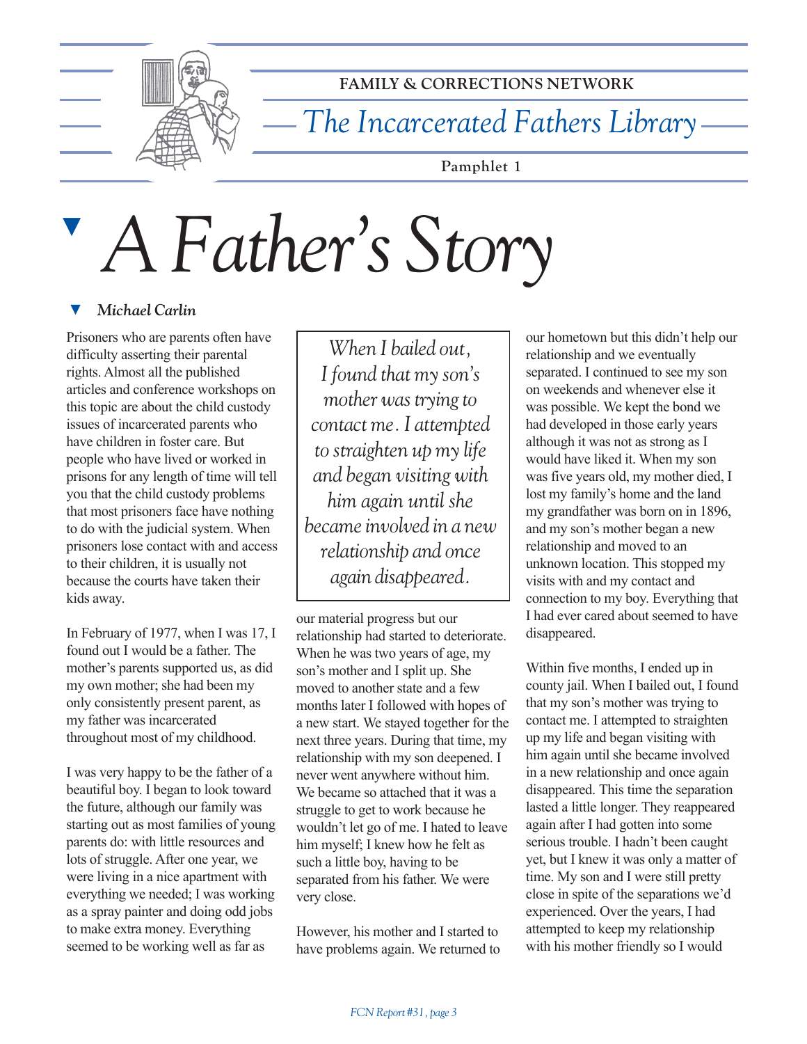FAMILY & CORRECTIONS NETWORK

*The Incarcerated Fathers Library*

Pamphlet 1

# *A Father's Story*

***Michael Carlin***

Prisoners who are parents often have difficulty asserting their parental rights. Almost all the published articles and conference workshops on this topic are about the child custody issues of incarcerated parents who have children in foster care. But people who have lived or worked in prisons for any length of time will tell you that the child custody problems that most prisoners face have nothing to do with the judicial system. When prisoners lose contact with and access to their children, it is usually not because the courts have taken their kids away.

In February of 1977, when I was 17, I found out I would be a father. The mother's parents supported us, as did my own mother; she had been my only consistently present parent, as my father was incarcerated throughout most of my childhood.

I was very happy to be the father of a beautiful boy. I began to look toward the future, although our family was starting out as most families of young parents do: with little resources and lots of struggle. After one year, we were living in a nice apartment with everything we needed; I was working as a spray painter and doing odd jobs to make extra money. Everything seemed to be working well as far as our material progress but our relationship had started to deteriorate. When he was two years of age, my son's mother and I split up. She moved to another state and a few months later I followed with hopes of a new start. We stayed together for the next three years. During that time, my relationship with my son deepened. I never went anywhere without him. We became so attached that it was a struggle to get to work because he wouldn't let go of me. I hated to leave him myself; I knew how he felt as such a little boy, having to be separated from his father. We were very close.

> *When I bailed out, I found that my son's mother was trying to contact me. I attempted to straighten up my life and began visiting with him again until she became involved in a new relationship and once again disappeared.*

However, his mother and I started to have problems again. We returned to our hometown but this didn't help our relationship and we eventually separated. I continued to see my son on weekends and whenever else it was possible. We kept the bond we had developed in those early years although it was not as strong as I would have liked it. When my son was five years old, my mother died, I lost my family's home and the land my grandfather was born on in 1896, and my son's mother began a new relationship and moved to an unknown location. This stopped my visits with and my contact and connection to my boy. Everything that I had ever cared about seemed to have disappeared.

Within five months, I ended up in county jail. When I bailed out, I found that my son's mother was trying to contact me. I attempted to straighten up my life and began visiting with him again until she became involved in a new relationship and once again disappeared. This time the separation lasted a little longer. They reappeared again after I had gotten into some serious trouble. I hadn't been caught yet, but I knew it was only a matter of time. My son and I were still pretty close in spite of the separations we'd experienced. Over the years, I had attempted to keep my relationship with his mother friendly so I would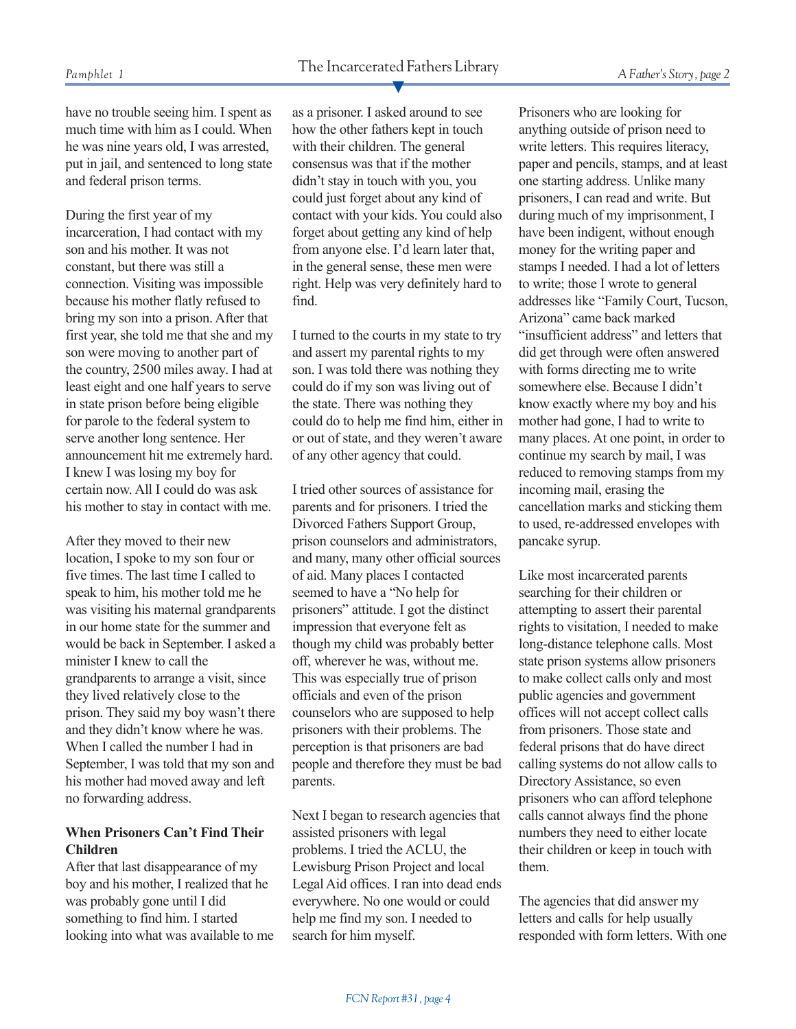have no trouble seeing him. I spent as much time with him as I could. When he was nine years old, I was arrested, put in jail, and sentenced to long state and federal prison terms.

During the first year of my incarceration, I had contact with my son and his mother. It was not constant, but there was still a connection. Visiting was impossible because his mother flatly refused to bring my son into a prison. After that first year, she told me that she and my son were moving to another part of the country, 2500 miles away. I had at least eight and one half years to serve in state prison before being eligible for parole to the federal system to serve another long sentence. Her announcement hit me extremely hard. I knew I was losing my boy for certain now. All I could do was ask his mother to stay in contact with me.

After they moved to their new location, I spoke to my son four or five times. The last time I called to speak to him, his mother told me he was visiting his maternal grandparents in our home state for the summer and would be back in September. I asked a minister I knew to call the grandparents to arrange a visit, since they lived relatively close to the prison. They said my boy wasn't there and they didn't know where he was. When I called the number I had in September, I was told that my son and his mother had moved away and left no forwarding address.

**When Prisoners Can't Find Their Children**

After that last disappearance of my boy and his mother, I realized that he was probably gone until I did something to find him. I started looking into what was available to me as a prisoner. I asked around to see how the other fathers kept in touch with their children. The general consensus was that if the mother didn't stay in touch with you, you could just forget about any kind of contact with your kids. You could also forget about getting any kind of help from anyone else. I'd learn later that, in the general sense, these men were right. Help was very definitely hard to find.

I turned to the courts in my state to try and assert my parental rights to my son. I was told there was nothing they could do if my son was living out of the state. There was nothing they could do to help me find him, either in or out of state, and they weren't aware of any other agency that could.

I tried other sources of assistance for parents and for prisoners. I tried the Divorced Fathers Support Group, prison counselors and administrators, and many, many other official sources of aid. Many places I contacted seemed to have a "No help for prisoners" attitude. I got the distinct impression that everyone felt as though my child was probably better off, wherever he was, without me. This was especially true of prison officials and even of the prison counselors who are supposed to help prisoners with their problems. The perception is that prisoners are bad people and therefore they must be bad parents.

Next I began to research agencies that assisted prisoners with legal problems. I tried the ACLU, the Lewisburg Prison Project and local Legal Aid offices. I ran into dead ends everywhere. No one would or could help me find my son. I needed to search for him myself.

Prisoners who are looking for anything outside of prison need to write letters. This requires literacy, paper and pencils, stamps, and at least one starting address. Unlike many prisoners, I can read and write. But during much of my imprisonment, I have been indigent, without enough money for the writing paper and stamps I needed. I had a lot of letters to write; those I wrote to general addresses like "Family Court, Tucson, Arizona" came back marked "insufficient address" and letters that did get through were often answered with forms directing me to write somewhere else. Because I didn't know exactly where my boy and his mother had gone, I had to write to many places. At one point, in order to continue my search by mail, I was reduced to removing stamps from my incoming mail, erasing the cancellation marks and sticking them to used, re-addressed envelopes with pancake syrup.

Like most incarcerated parents searching for their children or attempting to assert their parental rights to visitation, I needed to make long-distance telephone calls. Most state prison systems allow prisoners to make collect calls only and most public agencies and government offices will not accept collect calls from prisoners. Those state and federal prisons that do have direct calling systems do not allow calls to Directory Assistance, so even prisoners who can afford telephone calls cannot always find the phone numbers they need to either locate their children or keep in touch with them.

The agencies that did answer my letters and calls for help usually responded with form letters. With one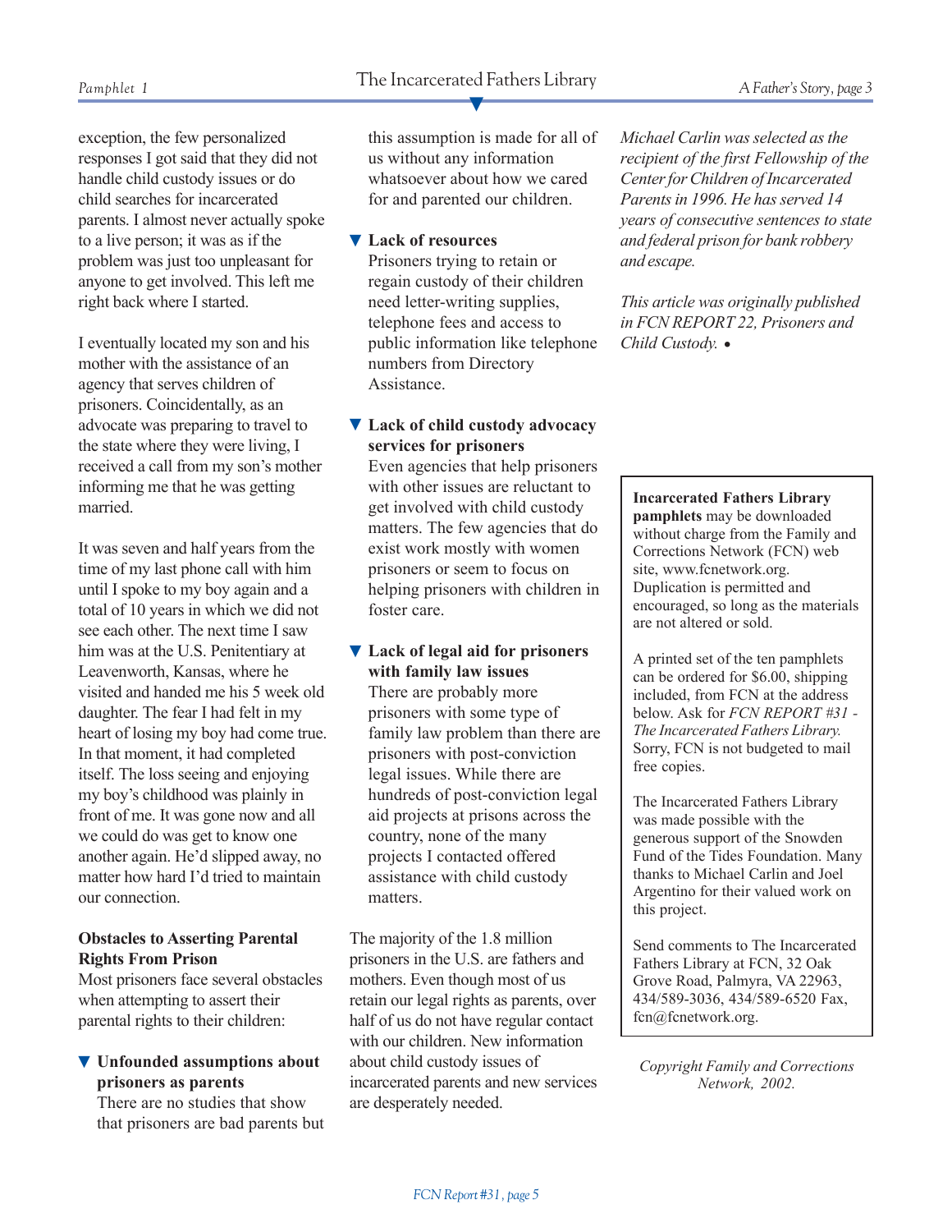exception, the few personalized responses I got said that they did not handle child custody issues or do child searches for incarcerated parents. I almost never actually spoke to a live person; it was as if the problem was just too unpleasant for anyone to get involved. This left me right back where I started.

I eventually located my son and his mother with the assistance of an agency that serves children of prisoners. Coincidentally, as an advocate was preparing to travel to the state where they were living, I received a call from my son's mother informing me that he was getting married.

It was seven and half years from the time of my last phone call with him until I spoke to my boy again and a total of 10 years in which we did not see each other. The next time I saw him was at the U.S. Penitentiary at Leavenworth, Kansas, where he visited and handed me his 5 week old daughter. The fear I had felt in my heart of losing my boy had come true. In that moment, it had completed itself. The loss seeing and enjoying my boy's childhood was plainly in front of me. It was gone now and all we could do was get to know one another again. He'd slipped away, no matter how hard I'd tried to maintain our connection.

**Obstacles to Asserting Parental Rights From Prison**

Most prisoners face several obstacles when attempting to assert their parental rights to their children:

- **Unfounded assumptions about prisoners as parents**
  There are no studies that show that prisoners are bad parents but this assumption is made for all of us without any information whatsoever about how we cared for and parented our children.

- **Lack of resources**
  Prisoners trying to retain or regain custody of their children need letter-writing supplies, telephone fees and access to public information like telephone numbers from Directory Assistance.

- **Lack of child custody advocacy services for prisoners**
  Even agencies that help prisoners with other issues are reluctant to get involved with child custody matters. The few agencies that do exist work mostly with women prisoners or seem to focus on helping prisoners with children in foster care.

- **Lack of legal aid for prisoners with family law issues**
  There are probably more prisoners with some type of family law problem than there are prisoners with post-conviction legal issues. While there are hundreds of post-conviction legal aid projects at prisons across the country, none of the many projects I contacted offered assistance with child custody matters.

The majority of the 1.8 million prisoners in the U.S. are fathers and mothers. Even though most of us retain our legal rights as parents, over half of us do not have regular contact with our children. New information about child custody issues of incarcerated parents and new services are desperately needed.

*Michael Carlin was selected as the recipient of the first Fellowship of the Center for Children of Incarcerated Parents in 1996. He has served 14 years of consecutive sentences to state and federal prison for bank robbery and escape.*

*This article was originally published in FCN REPORT 22, Prisoners and Child Custody.* •

**Incarcerated Fathers Library pamphlets** may be downloaded without charge from the Family and Corrections Network (FCN) web site, www.fcnetwork.org. Duplication is permitted and encouraged, so long as the materials are not altered or sold.

A printed set of the ten pamphlets can be ordered for $6.00, shipping included, from FCN at the address below. Ask for *FCN REPORT #31 - The Incarcerated Fathers Library.* Sorry, FCN is not budgeted to mail free copies.

The Incarcerated Fathers Library was made possible with the generous support of the Snowden Fund of the Tides Foundation. Many thanks to Michael Carlin and Joel Argentino for their valued work on this project.

Send comments to The Incarcerated Fathers Library at FCN, 32 Oak Grove Road, Palmyra, VA 22963, 434/589-3036, 434/589-6520 Fax, fcn@fcnetwork.org.

*Copyright Family and Corrections Network, 2002.*